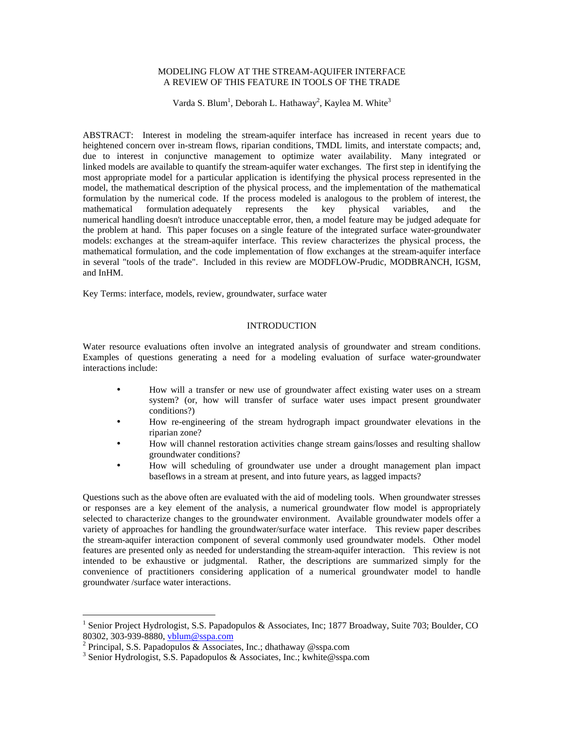# MODELING FLOW AT THE STREAM-AQUIFER INTERFACE
## A REVIEW OF THIS FEATURE IN TOOLS OF THE TRADE

Varda S. Blum[1], Deborah L. Hathaway[2], Kaylea M. White[3]

ABSTRACT: Interest in modeling the stream-aquifer interface has increased in recent years due to heightened concern over in-stream flows, riparian conditions, TMDL limits, and interstate compacts; and, due to interest in conjunctive management to optimize water availability. Many integrated or linked models are available to quantify the stream-aquifer water exchanges. The first step in identifying the most appropriate model for a particular application is identifying the physical process represented in the model, the mathematical description of the physical process, and the implementation of the mathematical formulation by the numerical code. If the process modeled is analogous to the problem of interest, the mathematical formulation adequately represents the key physical variables, and the numerical handling doesn't introduce unacceptable error, then, a model feature may be judged adequate for the problem at hand. This paper focuses on a single feature of the integrated surface water-groundwater models: exchanges at the stream-aquifer interface. This review characterizes the physical process, the mathematical formulation, and the code implementation of flow exchanges at the stream-aquifer interface in several "tools of the trade". Included in this review are MODFLOW-Prudic, MODBRANCH, IGSM, and InHM.

Key Terms: interface, models, review, groundwater, surface water

## INTRODUCTION

Water resource evaluations often involve an integrated analysis of groundwater and stream conditions. Examples of questions generating a need for a modeling evaluation of surface water-groundwater interactions include:

- How will a transfer or new use of groundwater affect existing water uses on a stream system? (or, how will transfer of surface water uses impact present groundwater conditions?)
- How re-engineering of the stream hydrograph impact groundwater elevations in the riparian zone?
- How will channel restoration activities change stream gains/losses and resulting shallow groundwater conditions?
- How will scheduling of groundwater use under a drought management plan impact baseflows in a stream at present, and into future years, as lagged impacts?

Questions such as the above often are evaluated with the aid of modeling tools. When groundwater stresses or responses are a key element of the analysis, a numerical groundwater flow model is appropriately selected to characterize changes to the groundwater environment. Available groundwater models offer a variety of approaches for handling the groundwater/surface water interface. This review paper describes the stream-aquifer interaction component of several commonly used groundwater models. Other model features are presented only as needed for understanding the stream-aquifer interaction. This review is not intended to be exhaustive or judgmental. Rather, the descriptions are summarized simply for the convenience of practitioners considering application of a numerical groundwater model to handle groundwater /surface water interactions.

---

[1] Senior Project Hydrologist, S.S. Papadopulos & Associates, Inc; 1877 Broadway, Suite 703; Boulder, CO 80302, 303-939-8880, vblum@sspa.com

[2] Principal, S.S. Papadopulos & Associates, Inc.; dhathaway @sspa.com

[3] Senior Hydrologist, S.S. Papadopulos & Associates, Inc.; kwhite@sspa.com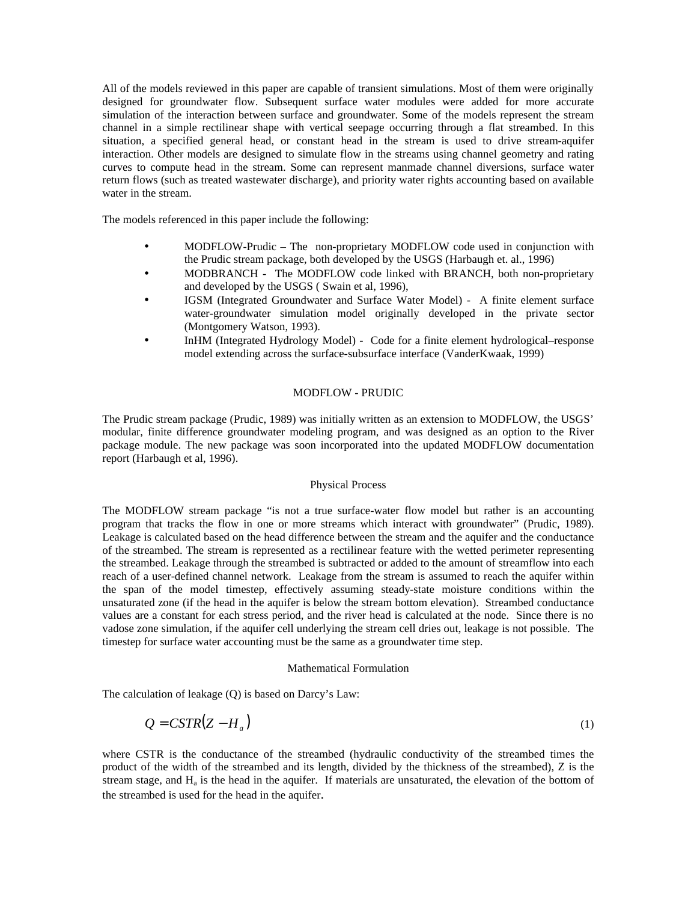All of the models reviewed in this paper are capable of transient simulations. Most of them were originally designed for groundwater flow. Subsequent surface water modules were added for more accurate simulation of the interaction between surface and groundwater. Some of the models represent the stream channel in a simple rectilinear shape with vertical seepage occurring through a flat streambed. In this situation, a specified general head, or constant head in the stream is used to drive stream-aquifer interaction. Other models are designed to simulate flow in the streams using channel geometry and rating curves to compute head in the stream. Some can represent manmade channel diversions, surface water return flows (such as treated wastewater discharge), and priority water rights accounting based on available water in the stream.

The models referenced in this paper include the following:

- MODFLOW-Prudic – The non-proprietary MODFLOW code used in conjunction with the Prudic stream package, both developed by the USGS (Harbaugh et. al., 1996)
- MODBRANCH - The MODFLOW code linked with BRANCH, both non-proprietary and developed by the USGS ( Swain et al, 1996),
- IGSM (Integrated Groundwater and Surface Water Model) - A finite element surface water-groundwater simulation model originally developed in the private sector (Montgomery Watson, 1993).
- InHM (Integrated Hydrology Model) - Code for a finite element hydrological–response model extending across the surface-subsurface interface (VanderKwaak, 1999)

## MODFLOW - PRUDIC

The Prudic stream package (Prudic, 1989) was initially written as an extension to MODFLOW, the USGS' modular, finite difference groundwater modeling program, and was designed as an option to the River package module. The new package was soon incorporated into the updated MODFLOW documentation report (Harbaugh et al, 1996).

### Physical Process

The MODFLOW stream package "is not a true surface-water flow model but rather is an accounting program that tracks the flow in one or more streams which interact with groundwater" (Prudic, 1989). Leakage is calculated based on the head difference between the stream and the aquifer and the conductance of the streambed. The stream is represented as a rectilinear feature with the wetted perimeter representing the streambed. Leakage through the streambed is subtracted or added to the amount of streamflow into each reach of a user-defined channel network. Leakage from the stream is assumed to reach the aquifer within the span of the model timestep, effectively assuming steady-state moisture conditions within the unsaturated zone (if the head in the aquifer is below the stream bottom elevation). Streambed conductance values are a constant for each stress period, and the river head is calculated at the node. Since there is no vadose zone simulation, if the aquifer cell underlying the stream cell dries out, leakage is not possible. The timestep for surface water accounting must be the same as a groundwater time step.

### Mathematical Formulation

The calculation of leakage (Q) is based on Darcy's Law:

$$Q = CSTR(Z - H_a) \tag{1}$$

where CSTR is the conductance of the streambed (hydraulic conductivity of the streambed times the product of the width of the streambed and its length, divided by the thickness of the streambed), Z is the stream stage, and $H_a$ is the head in the aquifer. If materials are unsaturated, the elevation of the bottom of the streambed is used for the head in the aquifer.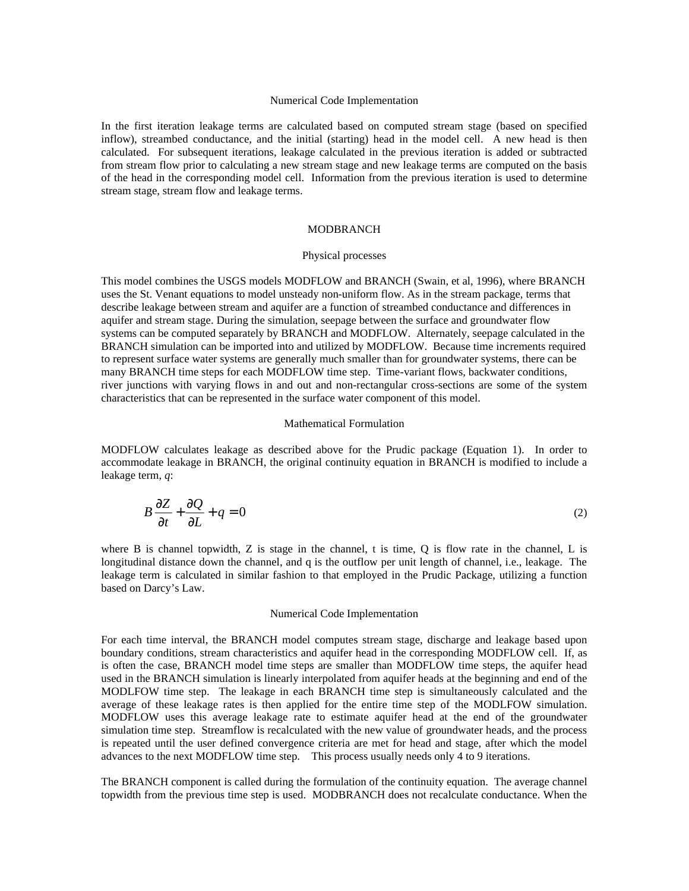### Numerical Code Implementation

In the first iteration leakage terms are calculated based on computed stream stage (based on specified inflow), streambed conductance, and the initial (starting) head in the model cell. A new head is then calculated. For subsequent iterations, leakage calculated in the previous iteration is added or subtracted from stream flow prior to calculating a new stream stage and new leakage terms are computed on the basis of the head in the corresponding model cell. Information from the previous iteration is used to determine stream stage, stream flow and leakage terms.

## MODBRANCH

### Physical processes

This model combines the USGS models MODFLOW and BRANCH (Swain, et al, 1996), where BRANCH uses the St. Venant equations to model unsteady non-uniform flow. As in the stream package, terms that describe leakage between stream and aquifer are a function of streambed conductance and differences in aquifer and stream stage. During the simulation, seepage between the surface and groundwater flow systems can be computed separately by BRANCH and MODFLOW. Alternately, seepage calculated in the BRANCH simulation can be imported into and utilized by MODFLOW. Because time increments required to represent surface water systems are generally much smaller than for groundwater systems, there can be many BRANCH time steps for each MODFLOW time step. Time-variant flows, backwater conditions, river junctions with varying flows in and out and non-rectangular cross-sections are some of the system characteristics that can be represented in the surface water component of this model.

### Mathematical Formulation

MODFLOW calculates leakage as described above for the Prudic package (Equation 1). In order to accommodate leakage in BRANCH, the original continuity equation in BRANCH is modified to include a leakage term, *q*:

$$B\frac{\partial Z}{\partial t} + \frac{\partial Q}{\partial L} + q = 0 \qquad (2)$$

where B is channel topwidth, Z is stage in the channel, t is time, Q is flow rate in the channel, L is longitudinal distance down the channel, and q is the outflow per unit length of channel, i.e., leakage. The leakage term is calculated in similar fashion to that employed in the Prudic Package, utilizing a function based on Darcy's Law.

### Numerical Code Implementation

For each time interval, the BRANCH model computes stream stage, discharge and leakage based upon boundary conditions, stream characteristics and aquifer head in the corresponding MODFLOW cell. If, as is often the case, BRANCH model time steps are smaller than MODFLOW time steps, the aquifer head used in the BRANCH simulation is linearly interpolated from aquifer heads at the beginning and end of the MODLFOW time step. The leakage in each BRANCH time step is simultaneously calculated and the average of these leakage rates is then applied for the entire time step of the MODLFOW simulation. MODFLOW uses this average leakage rate to estimate aquifer head at the end of the groundwater simulation time step. Streamflow is recalculated with the new value of groundwater heads, and the process is repeated until the user defined convergence criteria are met for head and stage, after which the model advances to the next MODFLOW time step. This process usually needs only 4 to 9 iterations.

The BRANCH component is called during the formulation of the continuity equation. The average channel topwidth from the previous time step is used. MODBRANCH does not recalculate conductance. When the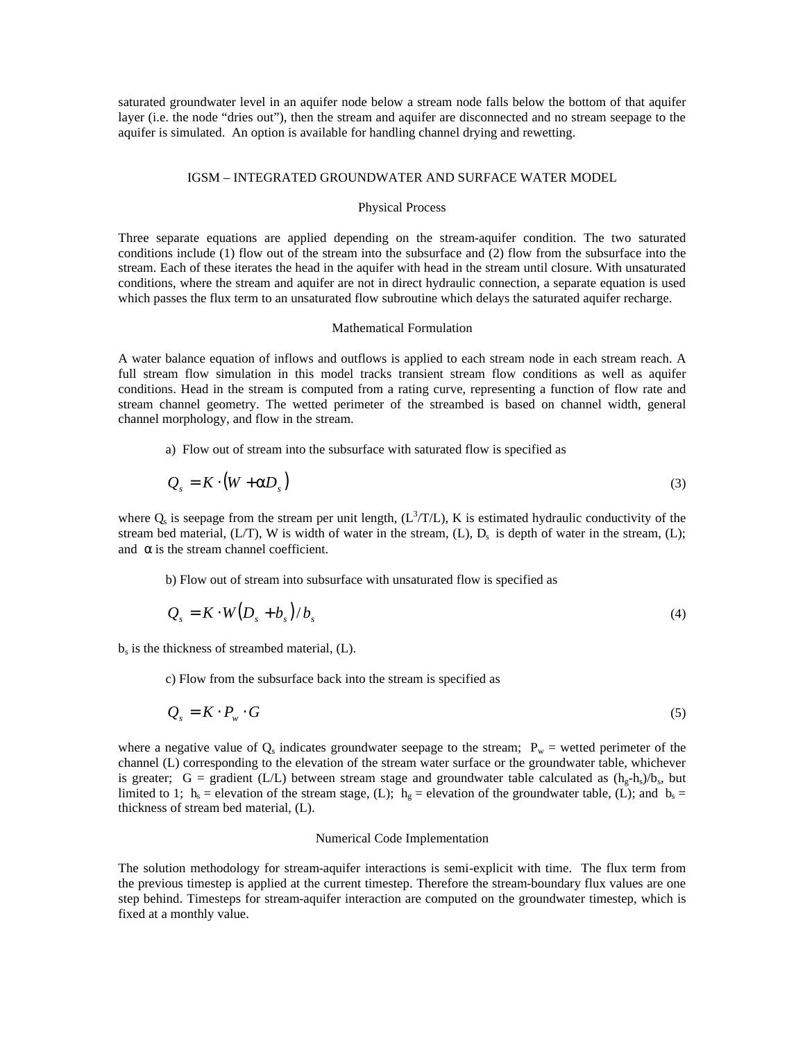saturated groundwater level in an aquifer node below a stream node falls below the bottom of that aquifer layer (i.e. the node "dries out"), then the stream and aquifer are disconnected and no stream seepage to the aquifer is simulated. An option is available for handling channel drying and rewetting.

## IGSM – INTEGRATED GROUNDWATER AND SURFACE WATER MODEL

### Physical Process

Three separate equations are applied depending on the stream-aquifer condition. The two saturated conditions include (1) flow out of the stream into the subsurface and (2) flow from the subsurface into the stream. Each of these iterates the head in the aquifer with head in the stream until closure. With unsaturated conditions, where the stream and aquifer are not in direct hydraulic connection, a separate equation is used which passes the flux term to an unsaturated flow subroutine which delays the saturated aquifer recharge.

### Mathematical Formulation

A water balance equation of inflows and outflows is applied to each stream node in each stream reach. A full stream flow simulation in this model tracks transient stream flow conditions as well as aquifer conditions. Head in the stream is computed from a rating curve, representing a function of flow rate and stream channel geometry. The wetted perimeter of the streambed is based on channel width, general channel morphology, and flow in the stream.

a) Flow out of stream into the subsurface with saturated flow is specified as

$$Q_s = K \cdot (W + \alpha D_s) \tag{3}$$

where $Q_s$ is seepage from the stream per unit length, ($L^3/T/L$), K is estimated hydraulic conductivity of the stream bed material, (L/T), W is width of water in the stream, (L), $D_s$ is depth of water in the stream, (L); and $\alpha$ is the stream channel coefficient.

b) Flow out of stream into subsurface with unsaturated flow is specified as

$$Q_s = K \cdot W (D_s + b_s) / b_s \tag{4}$$

$b_s$ is the thickness of streambed material, (L).

c) Flow from the subsurface back into the stream is specified as

$$Q_s = K \cdot P_w \cdot G \tag{5}$$

where a negative value of $Q_s$ indicates groundwater seepage to the stream; $P_w$ = wetted perimeter of the channel (L) corresponding to the elevation of the stream water surface or the groundwater table, whichever is greater; G = gradient (L/L) between stream stage and groundwater table calculated as $(h_g-h_s)/b_s$, but limited to 1; $h_s$ = elevation of the stream stage, (L); $h_g$ = elevation of the groundwater table, (L); and $b_s$ = thickness of stream bed material, (L).

### Numerical Code Implementation

The solution methodology for stream-aquifer interactions is semi-explicit with time. The flux term from the previous timestep is applied at the current timestep. Therefore the stream-boundary flux values are one step behind. Timesteps for stream-aquifer interaction are computed on the groundwater timestep, which is fixed at a monthly value.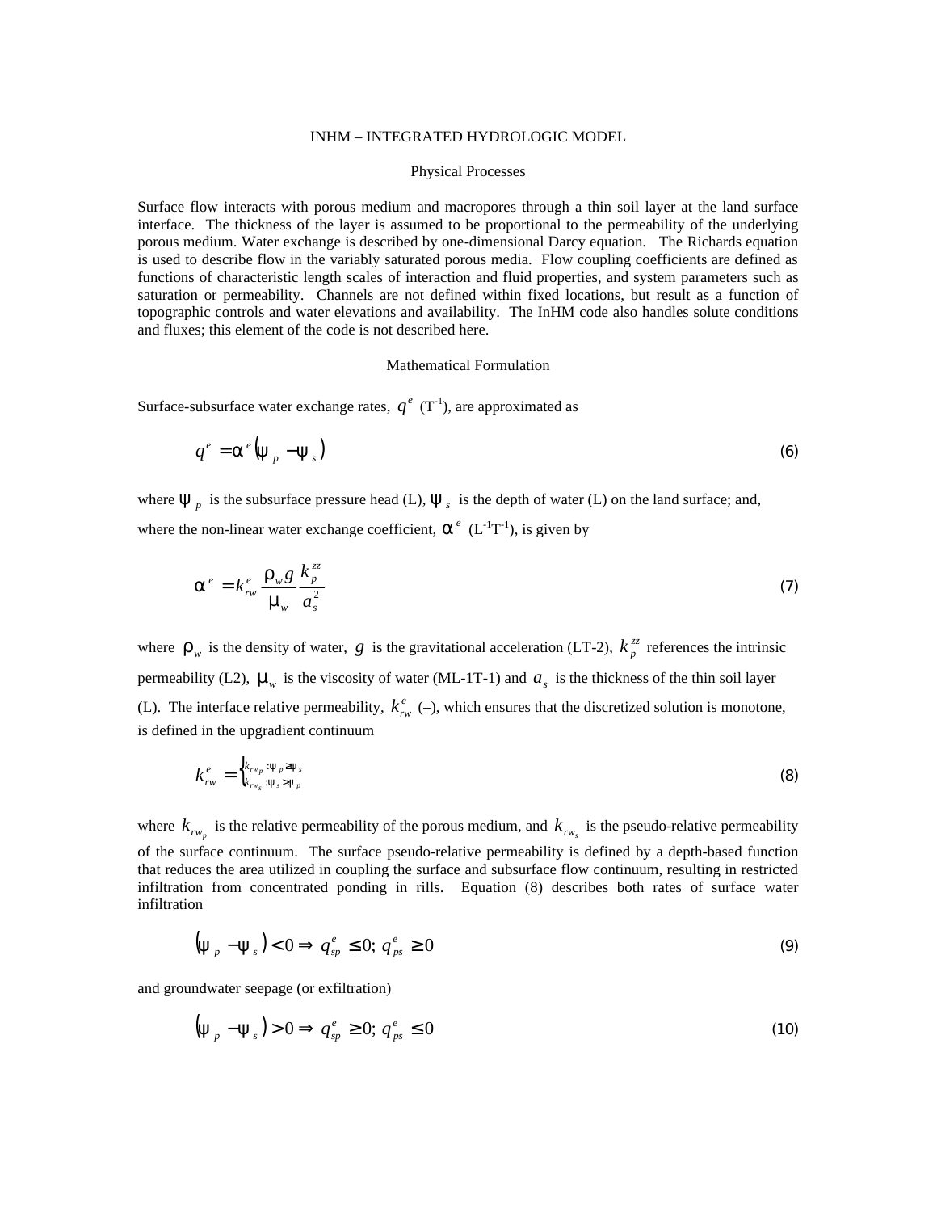# INHM – INTEGRATED HYDROLOGIC MODEL

## Physical Processes

Surface flow interacts with porous medium and macropores through a thin soil layer at the land surface interface. The thickness of the layer is assumed to be proportional to the permeability of the underlying porous medium. Water exchange is described by one-dimensional Darcy equation. The Richards equation is used to describe flow in the variably saturated porous media. Flow coupling coefficients are defined as functions of characteristic length scales of interaction and fluid properties, and system parameters such as saturation or permeability. Channels are not defined within fixed locations, but result as a function of topographic controls and water elevations and availability. The InHM code also handles solute conditions and fluxes; this element of the code is not described here.

## Mathematical Formulation

Surface-subsurface water exchange rates, $q^e$ ($T^{-1}$), are approximated as

$$q^e = \alpha^e (\psi_p - \psi_s) \tag{6}$$

where $\psi_p$ is the subsurface pressure head (L), $\psi_s$ is the depth of water (L) on the land surface; and, where the non-linear water exchange coefficient, $\alpha^e$ ($L^{-1}T^{-1}$), is given by

$$\alpha^e = k_{rw}^e \frac{\rho_w g}{\mu_w} \frac{k_p^{zz}}{a_s^2} \tag{7}$$

where $\rho_w$ is the density of water, $g$ is the gravitational acceleration (LT-2), $k_p^{zz}$ references the intrinsic permeability (L2), $\mu_w$ is the viscosity of water (ML-1T-1) and $a_s$ is the thickness of the thin soil layer (L). The interface relative permeability, $k_{rw}^e$ (–), which ensures that the discretized solution is monotone, is defined in the upgradient continuum

$$k_{rw}^e = \begin{cases} k_{rw_p} : \psi_p \geq \psi_s \\ k_{rw_s} : \psi_s > \psi_p \end{cases} \tag{8}$$

where $k_{rw_p}$ is the relative permeability of the porous medium, and $k_{rw_s}$ is the pseudo-relative permeability of the surface continuum. The surface pseudo-relative permeability is defined by a depth-based function that reduces the area utilized in coupling the surface and subsurface flow continuum, resulting in restricted infiltration from concentrated ponding in rills. Equation (8) describes both rates of surface water infiltration

$$(\psi_p - \psi_s) < 0 \Rightarrow q_{sp}^e \leq 0;\ q_{ps}^e \geq 0 \tag{9}$$

and groundwater seepage (or exfiltration)

$$(\psi_p - \psi_s) > 0 \Rightarrow q_{sp}^e \geq 0;\ q_{ps}^e \leq 0 \tag{10}$$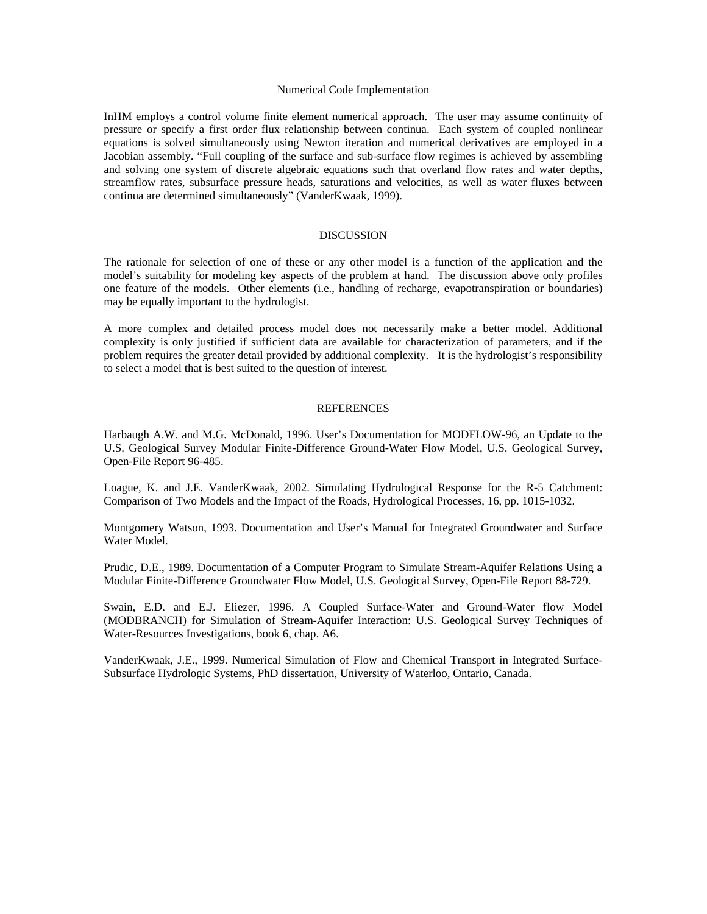### Numerical Code Implementation

InHM employs a control volume finite element numerical approach. The user may assume continuity of pressure or specify a first order flux relationship between continua. Each system of coupled nonlinear equations is solved simultaneously using Newton iteration and numerical derivatives are employed in a Jacobian assembly. "Full coupling of the surface and sub-surface flow regimes is achieved by assembling and solving one system of discrete algebraic equations such that overland flow rates and water depths, streamflow rates, subsurface pressure heads, saturations and velocities, as well as water fluxes between continua are determined simultaneously" (VanderKwaak, 1999).

## DISCUSSION

The rationale for selection of one of these or any other model is a function of the application and the model's suitability for modeling key aspects of the problem at hand. The discussion above only profiles one feature of the models. Other elements (i.e., handling of recharge, evapotranspiration or boundaries) may be equally important to the hydrologist.

A more complex and detailed process model does not necessarily make a better model. Additional complexity is only justified if sufficient data are available for characterization of parameters, and if the problem requires the greater detail provided by additional complexity. It is the hydrologist's responsibility to select a model that is best suited to the question of interest.

## REFERENCES

Harbaugh A.W. and M.G. McDonald, 1996. User's Documentation for MODFLOW-96, an Update to the U.S. Geological Survey Modular Finite-Difference Ground-Water Flow Model, U.S. Geological Survey, Open-File Report 96-485.

Loague, K. and J.E. VanderKwaak, 2002. Simulating Hydrological Response for the R-5 Catchment: Comparison of Two Models and the Impact of the Roads, Hydrological Processes, 16, pp. 1015-1032.

Montgomery Watson, 1993. Documentation and User's Manual for Integrated Groundwater and Surface Water Model.

Prudic, D.E., 1989. Documentation of a Computer Program to Simulate Stream-Aquifer Relations Using a Modular Finite-Difference Groundwater Flow Model, U.S. Geological Survey, Open-File Report 88-729.

Swain, E.D. and E.J. Eliezer, 1996. A Coupled Surface-Water and Ground-Water flow Model (MODBRANCH) for Simulation of Stream-Aquifer Interaction: U.S. Geological Survey Techniques of Water-Resources Investigations, book 6, chap. A6.

VanderKwaak, J.E., 1999. Numerical Simulation of Flow and Chemical Transport in Integrated Surface-Subsurface Hydrologic Systems, PhD dissertation, University of Waterloo, Ontario, Canada.